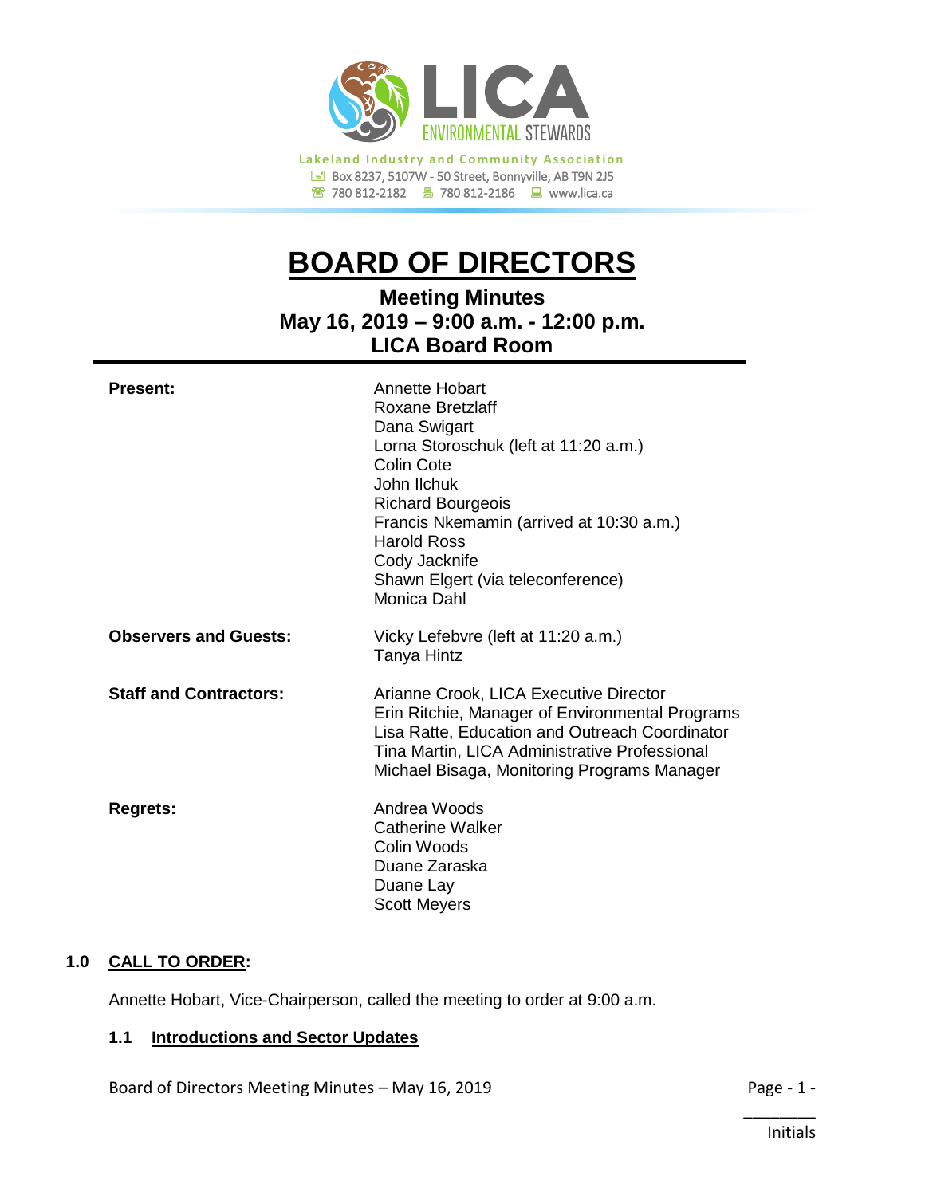LICA
ENVIRONMENTAL STEWARDS

Lakeland Industry and Community Association
Box 8237, 5107W - 50 Street, Bonnyville, AB T9N 2J5
780 812-2182 | 780 812-2186 | www.lica.ca

# BOARD OF DIRECTORS

## Meeting Minutes
## May 16, 2019 – 9:00 a.m. - 12:00 p.m.
## LICA Board Room

| | |
|---|---|
| **Present:** | Annette Hobart<br>Roxane Bretzlaff<br>Dana Swigart<br>Lorna Storoschuk (left at 11:20 a.m.)<br>Colin Cote<br>John Ilchuk<br>Richard Bourgeois<br>Francis Nkemamin (arrived at 10:30 a.m.)<br>Harold Ross<br>Cody Jacknife<br>Shawn Elgert (via teleconference)<br>Monica Dahl |
| **Observers and Guests:** | Vicky Lefebvre (left at 11:20 a.m.)<br>Tanya Hintz |
| **Staff and Contractors:** | Arianne Crook, LICA Executive Director<br>Erin Ritchie, Manager of Environmental Programs<br>Lisa Ratte, Education and Outreach Coordinator<br>Tina Martin, LICA Administrative Professional<br>Michael Bisaga, Monitoring Programs Manager |
| **Regrets:** | Andrea Woods<br>Catherine Walker<br>Colin Woods<br>Duane Zaraska<br>Duane Lay<br>Scott Meyers |

### 1.0 CALL TO ORDER:

Annette Hobart, Vice-Chairperson, called the meeting to order at 9:00 a.m.

#### 1.1 Introductions and Sector Updates

________
Initials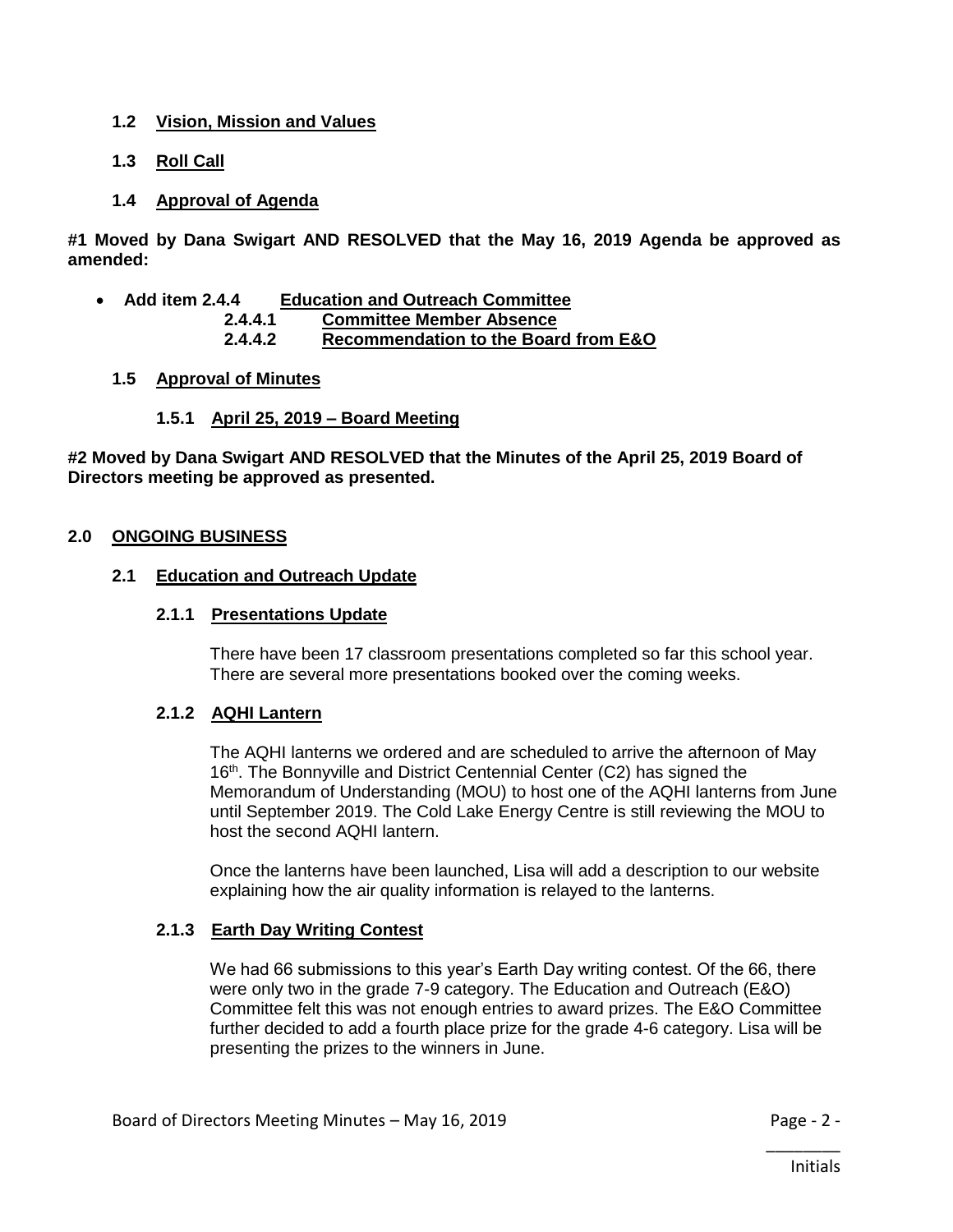### 1.2 Vision, Mission and Values

### 1.3 Roll Call

### 1.4 Approval of Agenda

**#1 Moved by Dana Swigart AND RESOLVED that the May 16, 2019 Agenda be approved as amended:**

- **Add item 2.4.4 Education and Outreach Committee**
  - **2.4.4.1 Committee Member Absence**
  - **2.4.4.2 Recommendation to the Board from E&O**

### 1.5 Approval of Minutes

#### 1.5.1 April 25, 2019 – Board Meeting

**#2 Moved by Dana Swigart AND RESOLVED that the Minutes of the April 25, 2019 Board of Directors meeting be approved as presented.**

## 2.0 ONGOING BUSINESS

### 2.1 Education and Outreach Update

#### 2.1.1 Presentations Update

There have been 17 classroom presentations completed so far this school year. There are several more presentations booked over the coming weeks.

#### 2.1.2 AQHI Lantern

The AQHI lanterns we ordered and are scheduled to arrive the afternoon of May 16th. The Bonnyville and District Centennial Center (C2) has signed the Memorandum of Understanding (MOU) to host one of the AQHI lanterns from June until September 2019. The Cold Lake Energy Centre is still reviewing the MOU to host the second AQHI lantern.

Once the lanterns have been launched, Lisa will add a description to our website explaining how the air quality information is relayed to the lanterns.

#### 2.1.3 Earth Day Writing Contest

We had 66 submissions to this year's Earth Day writing contest. Of the 66, there were only two in the grade 7-9 category. The Education and Outreach (E&O) Committee felt this was not enough entries to award prizes. The E&O Committee further decided to add a fourth place prize for the grade 4-6 category. Lisa will be presenting the prizes to the winners in June.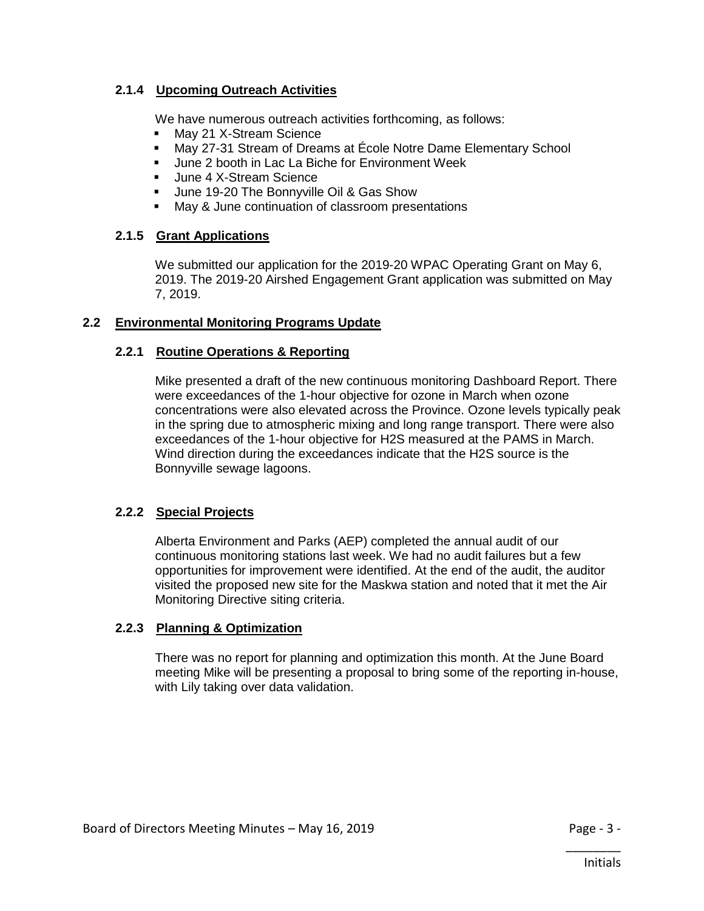#### 2.1.4 Upcoming Outreach Activities

We have numerous outreach activities forthcoming, as follows:

- May 21 X-Stream Science
- May 27-31 Stream of Dreams at École Notre Dame Elementary School
- June 2 booth in Lac La Biche for Environment Week
- June 4 X-Stream Science
- June 19-20 The Bonnyville Oil & Gas Show
- May & June continuation of classroom presentations

#### 2.1.5 Grant Applications

We submitted our application for the 2019-20 WPAC Operating Grant on May 6, 2019. The 2019-20 Airshed Engagement Grant application was submitted on May 7, 2019.

### 2.2 Environmental Monitoring Programs Update

#### 2.2.1 Routine Operations & Reporting

Mike presented a draft of the new continuous monitoring Dashboard Report. There were exceedances of the 1-hour objective for ozone in March when ozone concentrations were also elevated across the Province. Ozone levels typically peak in the spring due to atmospheric mixing and long range transport. There were also exceedances of the 1-hour objective for $H_2S$ measured at the PAMS in March. Wind direction during the exceedances indicate that the $H_2S$ source is the Bonnyville sewage lagoons.

#### 2.2.2 Special Projects

Alberta Environment and Parks (AEP) completed the annual audit of our continuous monitoring stations last week. We had no audit failures but a few opportunities for improvement were identified. At the end of the audit, the auditor visited the proposed new site for the Maskwa station and noted that it met the Air Monitoring Directive siting criteria.

#### 2.2.3 Planning & Optimization

There was no report for planning and optimization this month. At the June Board meeting Mike will be presenting a proposal to bring some of the reporting in-house, with Lily taking over data validation.

________
Initials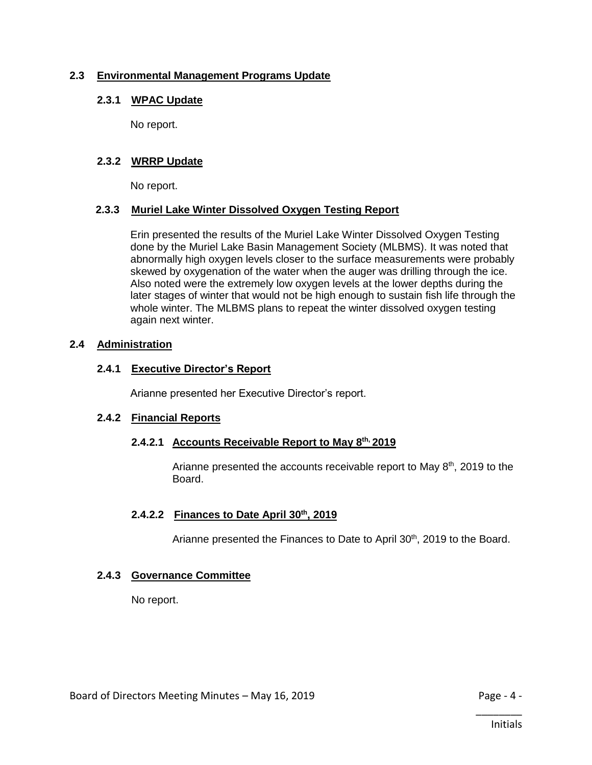## 2.3 Environmental Management Programs Update

### 2.3.1 WPAC Update

No report.

### 2.3.2 WRRP Update

No report.

### 2.3.3 Muriel Lake Winter Dissolved Oxygen Testing Report

Erin presented the results of the Muriel Lake Winter Dissolved Oxygen Testing done by the Muriel Lake Basin Management Society (MLBMS). It was noted that abnormally high oxygen levels closer to the surface measurements were probably skewed by oxygenation of the water when the auger was drilling through the ice. Also noted were the extremely low oxygen levels at the lower depths during the later stages of winter that would not be high enough to sustain fish life through the whole winter. The MLBMS plans to repeat the winter dissolved oxygen testing again next winter.

## 2.4 Administration

### 2.4.1 Executive Director's Report

Arianne presented her Executive Director's report.

### 2.4.2 Financial Reports

#### 2.4.2.1 Accounts Receivable Report to May 8th, 2019

Arianne presented the accounts receivable report to May 8th, 2019 to the Board.

#### 2.4.2.2 Finances to Date April 30th, 2019

Arianne presented the Finances to Date to April 30th, 2019 to the Board.

### 2.4.3 Governance Committee

No report.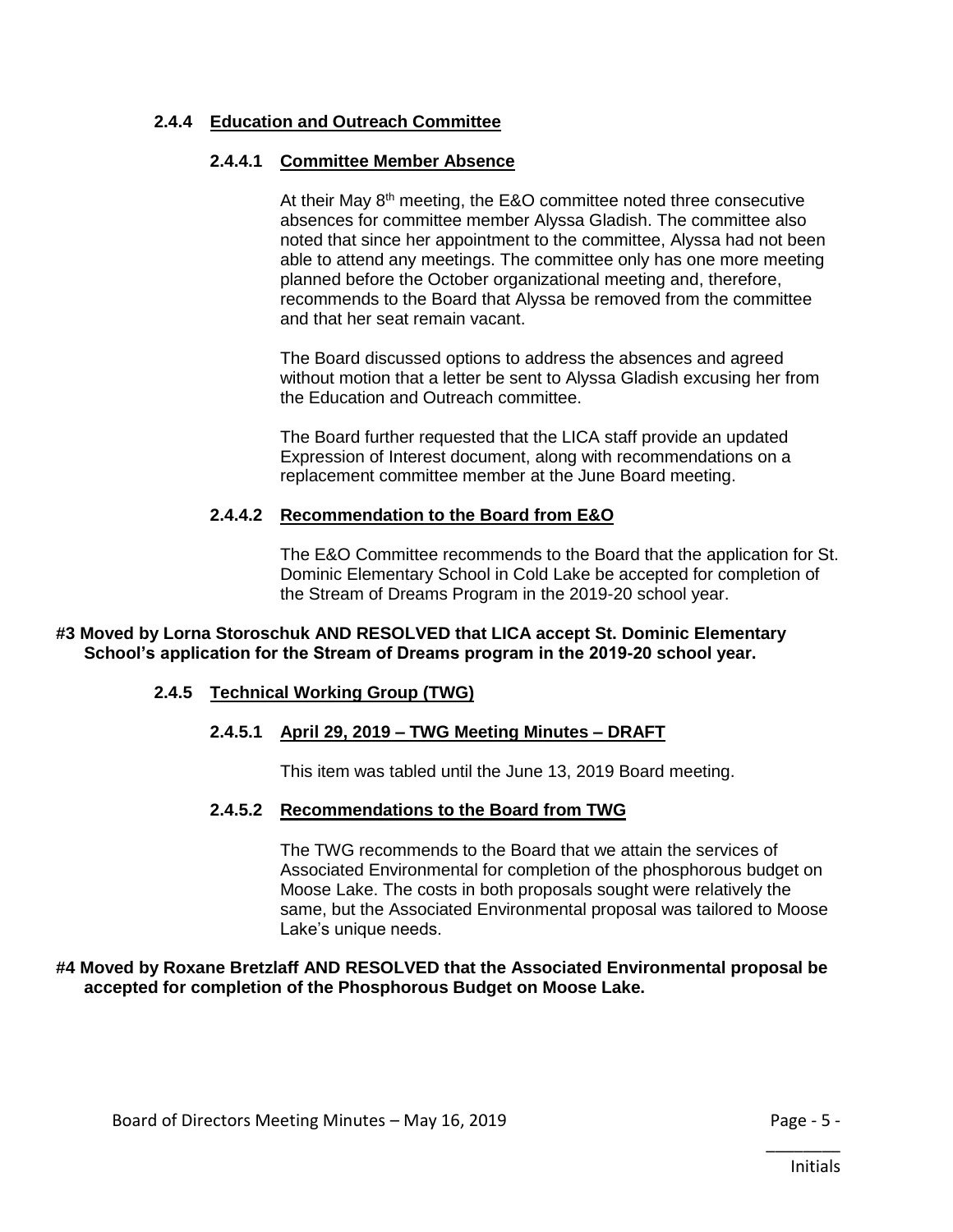### 2.4.4 Education and Outreach Committee

#### 2.4.4.1 Committee Member Absence

At their May 8th meeting, the E&O committee noted three consecutive absences for committee member Alyssa Gladish. The committee also noted that since her appointment to the committee, Alyssa had not been able to attend any meetings. The committee only has one more meeting planned before the October organizational meeting and, therefore, recommends to the Board that Alyssa be removed from the committee and that her seat remain vacant.

The Board discussed options to address the absences and agreed without motion that a letter be sent to Alyssa Gladish excusing her from the Education and Outreach committee.

The Board further requested that the LICA staff provide an updated Expression of Interest document, along with recommendations on a replacement committee member at the June Board meeting.

#### 2.4.4.2 Recommendation to the Board from E&O

The E&O Committee recommends to the Board that the application for St. Dominic Elementary School in Cold Lake be accepted for completion of the Stream of Dreams Program in the 2019-20 school year.

**#3 Moved by Lorna Storoschuk AND RESOLVED that LICA accept St. Dominic Elementary School's application for the Stream of Dreams program in the 2019-20 school year.**

### 2.4.5 Technical Working Group (TWG)

#### 2.4.5.1 April 29, 2019 – TWG Meeting Minutes – DRAFT

This item was tabled until the June 13, 2019 Board meeting.

#### 2.4.5.2 Recommendations to the Board from TWG

The TWG recommends to the Board that we attain the services of Associated Environmental for completion of the phosphorous budget on Moose Lake. The costs in both proposals sought were relatively the same, but the Associated Environmental proposal was tailored to Moose Lake's unique needs.

**#4 Moved by Roxane Bretzlaff AND RESOLVED that the Associated Environmental proposal be accepted for completion of the Phosphorous Budget on Moose Lake.**

\_\_\_\_\_\_\_\_
Initials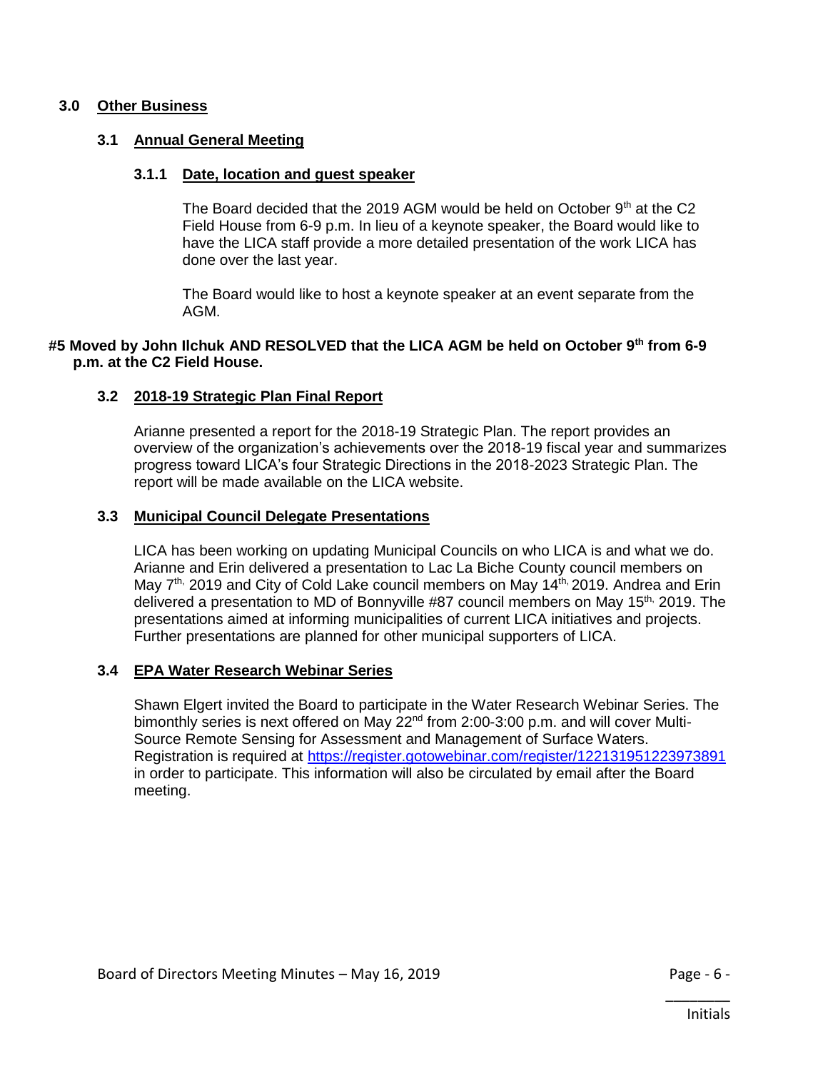## 3.0 Other Business

### 3.1 Annual General Meeting

#### 3.1.1 Date, location and guest speaker

The Board decided that the 2019 AGM would be held on October 9th at the C2 Field House from 6-9 p.m. In lieu of a keynote speaker, the Board would like to have the LICA staff provide a more detailed presentation of the work LICA has done over the last year.

The Board would like to host a keynote speaker at an event separate from the AGM.

**#5 Moved by John Ilchuk AND RESOLVED that the LICA AGM be held on October 9th from 6-9 p.m. at the C2 Field House.**

### 3.2 2018-19 Strategic Plan Final Report

Arianne presented a report for the 2018-19 Strategic Plan. The report provides an overview of the organization's achievements over the 2018-19 fiscal year and summarizes progress toward LICA's four Strategic Directions in the 2018-2023 Strategic Plan. The report will be made available on the LICA website.

### 3.3 Municipal Council Delegate Presentations

LICA has been working on updating Municipal Councils on who LICA is and what we do. Arianne and Erin delivered a presentation to Lac La Biche County council members on May 7th, 2019 and City of Cold Lake council members on May 14th, 2019. Andrea and Erin delivered a presentation to MD of Bonnyville #87 council members on May 15th, 2019. The presentations aimed at informing municipalities of current LICA initiatives and projects. Further presentations are planned for other municipal supporters of LICA.

### 3.4 EPA Water Research Webinar Series

Shawn Elgert invited the Board to participate in the Water Research Webinar Series. The bimonthly series is next offered on May 22nd from 2:00-3:00 p.m. and will cover Multi-Source Remote Sensing for Assessment and Management of Surface Waters. Registration is required at https://register.gotowebinar.com/register/122131951223973891 in order to participate. This information will also be circulated by email after the Board meeting.

________
Initials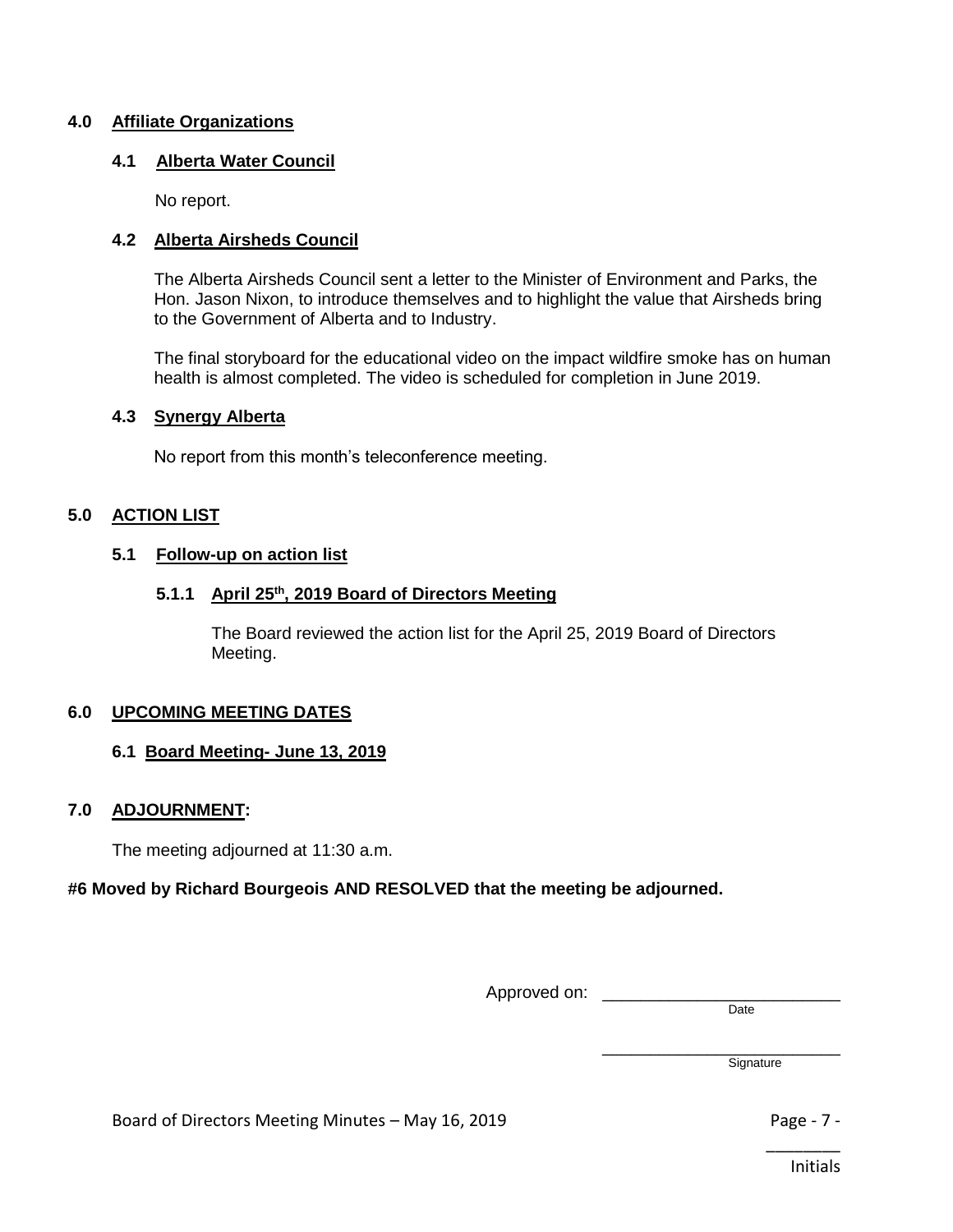## 4.0 Affiliate Organizations

### 4.1 Alberta Water Council

No report.

### 4.2 Alberta Airsheds Council

The Alberta Airsheds Council sent a letter to the Minister of Environment and Parks, the Hon. Jason Nixon, to introduce themselves and to highlight the value that Airsheds bring to the Government of Alberta and to Industry.

The final storyboard for the educational video on the impact wildfire smoke has on human health is almost completed. The video is scheduled for completion in June 2019.

### 4.3 Synergy Alberta

No report from this month's teleconference meeting.

## 5.0 ACTION LIST

### 5.1 Follow-up on action list

#### 5.1.1 April 25th, 2019 Board of Directors Meeting

The Board reviewed the action list for the April 25, 2019 Board of Directors Meeting.

## 6.0 UPCOMING MEETING DATES

### 6.1 Board Meeting- June 13, 2019

## 7.0 ADJOURNMENT:

The meeting adjourned at 11:30 a.m.

**#6 Moved by Richard Bourgeois AND RESOLVED that the meeting be adjourned.**

Approved on: ________________________
Date

________________________
Signature

Board of Directors Meeting Minutes – May 16, 2019

________
Initials